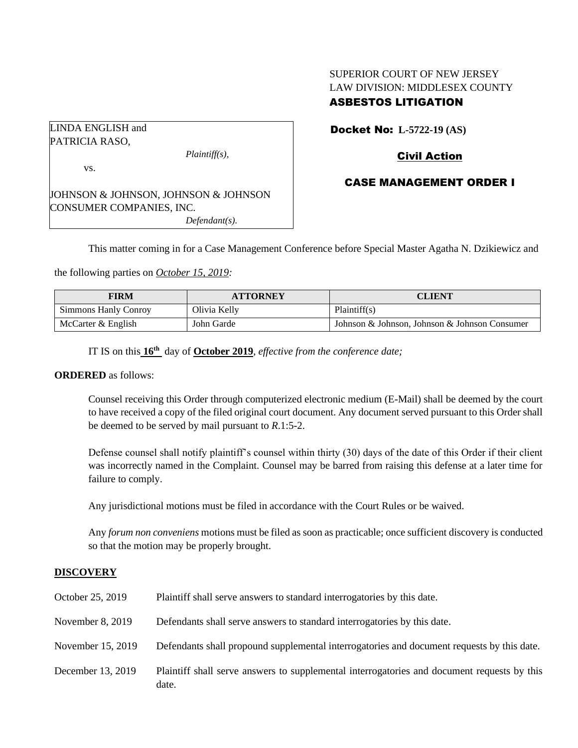SUPERIOR COURT OF NEW JERSEY
LAW DIVISION: MIDDLESEX COUNTY
**ASBESTOS LITIGATION**

LINDA ENGLISH and PATRICIA RASO,

*Plaintiff(s),*

vs.

JOHNSON & JOHNSON, JOHNSON & JOHNSON CONSUMER COMPANIES, INC.

*Defendant(s).*

**Docket No: L-5722-19 (AS)**

**Civil Action**

**CASE MANAGEMENT ORDER I**

This matter coming in for a Case Management Conference before Special Master Agatha N. Dziekiewicz and the following parties on *October 15, 2019:*

| FIRM | ATTORNEY | CLIENT |
| --- | --- | --- |
| Simmons Hanly Conroy | Olivia Kelly | Plaintiff(s) |
| McCarter & English | John Garde | Johnson & Johnson, Johnson & Johnson Consumer |

IT IS on this **16th** day of **October 2019**, *effective from the conference date;*

**ORDERED** as follows:

Counsel receiving this Order through computerized electronic medium (E-Mail) shall be deemed by the court to have received a copy of the filed original court document. Any document served pursuant to this Order shall be deemed to be served by mail pursuant to *R*.1:5-2.

Defense counsel shall notify plaintiff's counsel within thirty (30) days of the date of this Order if their client was incorrectly named in the Complaint. Counsel may be barred from raising this defense at a later time for failure to comply.

Any jurisdictional motions must be filed in accordance with the Court Rules or be waived.

Any *forum non conveniens* motions must be filed as soon as practicable; once sufficient discovery is conducted so that the motion may be properly brought.

**DISCOVERY**

October 25, 2019 — Plaintiff shall serve answers to standard interrogatories by this date.

November 8, 2019 — Defendants shall serve answers to standard interrogatories by this date.

November 15, 2019 — Defendants shall propound supplemental interrogatories and document requests by this date.

December 13, 2019 — Plaintiff shall serve answers to supplemental interrogatories and document requests by this date.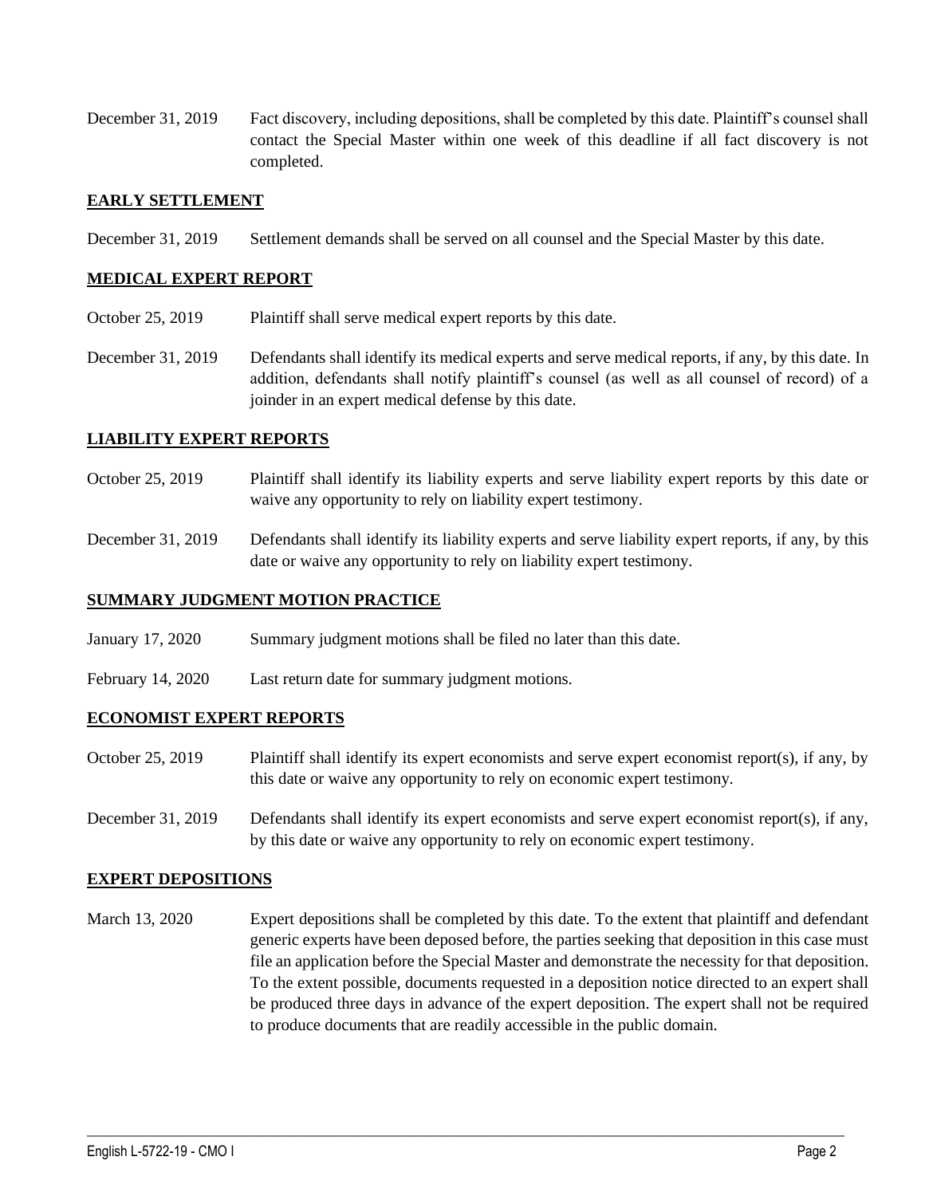December 31, 2019 Fact discovery, including depositions, shall be completed by this date. Plaintiff's counsel shall contact the Special Master within one week of this deadline if all fact discovery is not completed.

## EARLY SETTLEMENT

December 31, 2019 Settlement demands shall be served on all counsel and the Special Master by this date.

## MEDICAL EXPERT REPORT

October 25, 2019 Plaintiff shall serve medical expert reports by this date.

December 31, 2019 Defendants shall identify its medical experts and serve medical reports, if any, by this date. In addition, defendants shall notify plaintiff's counsel (as well as all counsel of record) of a joinder in an expert medical defense by this date.

## LIABILITY EXPERT REPORTS

October 25, 2019 Plaintiff shall identify its liability experts and serve liability expert reports by this date or waive any opportunity to rely on liability expert testimony.

December 31, 2019 Defendants shall identify its liability experts and serve liability expert reports, if any, by this date or waive any opportunity to rely on liability expert testimony.

## SUMMARY JUDGMENT MOTION PRACTICE

January 17, 2020 Summary judgment motions shall be filed no later than this date.

February 14, 2020 Last return date for summary judgment motions.

## ECONOMIST EXPERT REPORTS

October 25, 2019 Plaintiff shall identify its expert economists and serve expert economist report(s), if any, by this date or waive any opportunity to rely on economic expert testimony.

December 31, 2019 Defendants shall identify its expert economists and serve expert economist report(s), if any, by this date or waive any opportunity to rely on economic expert testimony.

## EXPERT DEPOSITIONS

March 13, 2020 Expert depositions shall be completed by this date. To the extent that plaintiff and defendant generic experts have been deposed before, the parties seeking that deposition in this case must file an application before the Special Master and demonstrate the necessity for that deposition. To the extent possible, documents requested in a deposition notice directed to an expert shall be produced three days in advance of the expert deposition. The expert shall not be required to produce documents that are readily accessible in the public domain.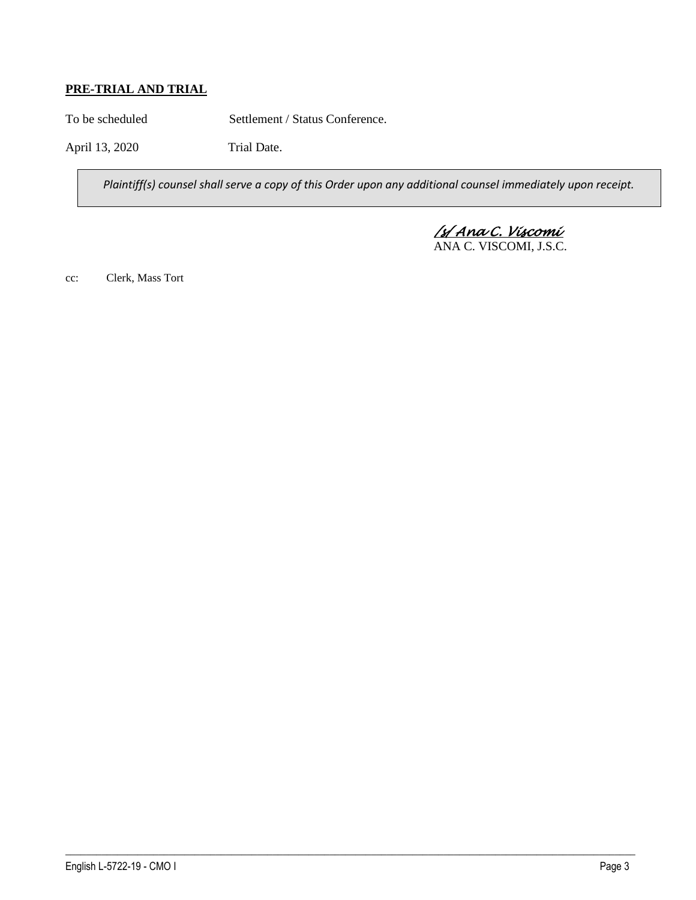**PRE-TRIAL AND TRIAL**

| | |
|---|---|
| To be scheduled | Settlement / Status Conference. |
| April 13, 2020 | Trial Date. |

*Plaintiff(s) counsel shall serve a copy of this Order upon any additional counsel immediately upon receipt.*

*/s/ Ana C. Viscomi*
ANA C. VISCOMI, J.S.C.

cc: Clerk, Mass Tort